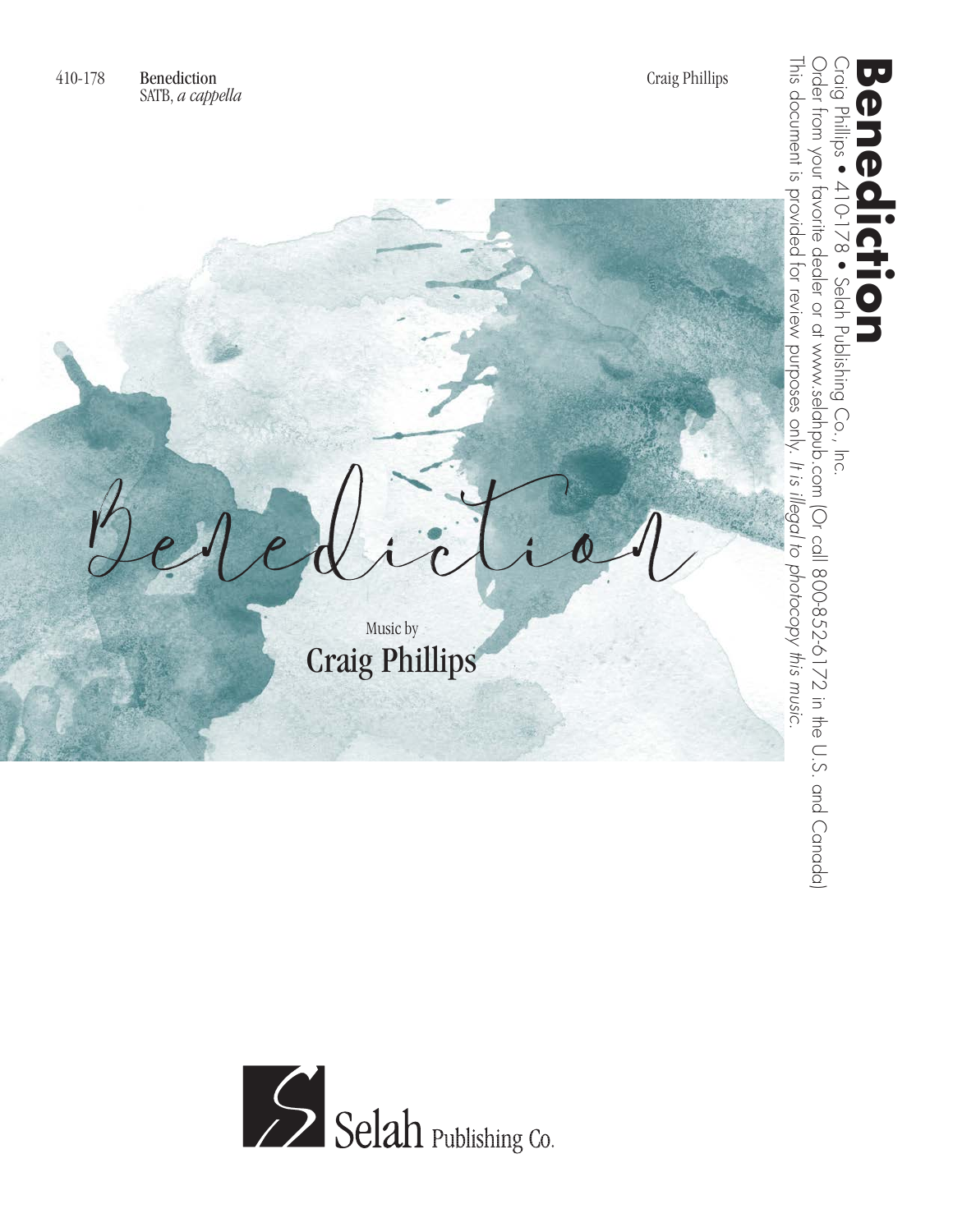410-178 **Benediction**
SATB, *a cappella*

Craig Phillips

# Benediction

Craig Phillips • 410-178 • Selah Publishing Co., Inc.
Order from your favorite dealer or at www.selahpub.com (Or call 800-852-6172 in the U.S. and Canada)
This document is provided for review purposes only. *It is illegal to photocopy this music.*

# Benediction

Music by
**Craig Phillips**

Selah Publishing Co.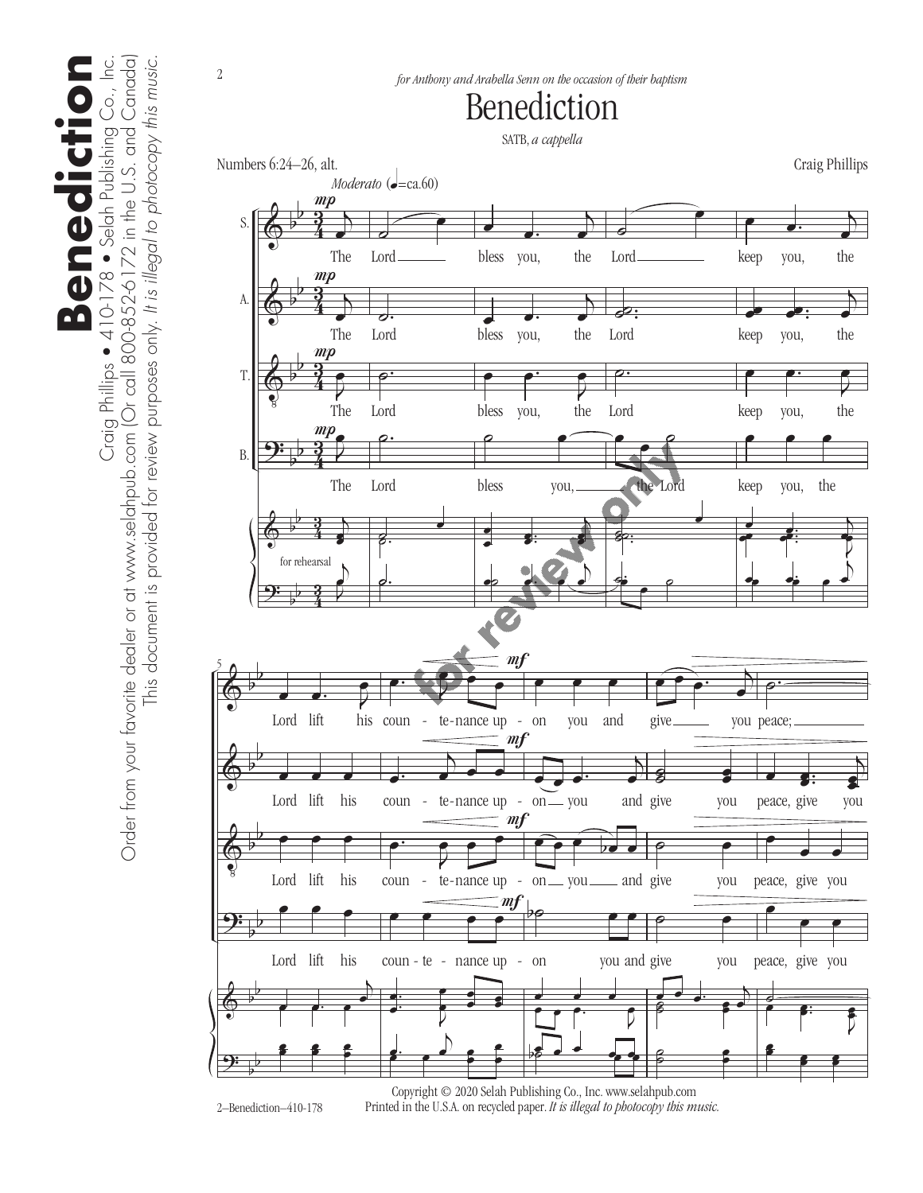*for Anthony and Arabella Senn on the occasion of their baptism*

# Benediction

SATB, *a cappella*

Numbers 6:24–26, alt.

Craig Phillips

*Moderato* (♩=ca.60)

The Lord bless you, the Lord keep you, the Lord lift his countenance upon you and give you peace;

Copyright © 2020 Selah Publishing Co., Inc. www.selahpub.com
Printed in the U.S.A. on recycled paper. *It is illegal to photocopy this music.*

2–Benediction–410-178

**Benediction**

Craig Phillips • 410-178 • Selah Publishing Co., Inc.

Order from your favorite dealer or at www.selahpub.com (Or call 800-852-6172 in the U.S. and Canada)

This document is provided for review purposes only. *It is illegal to photocopy this music.*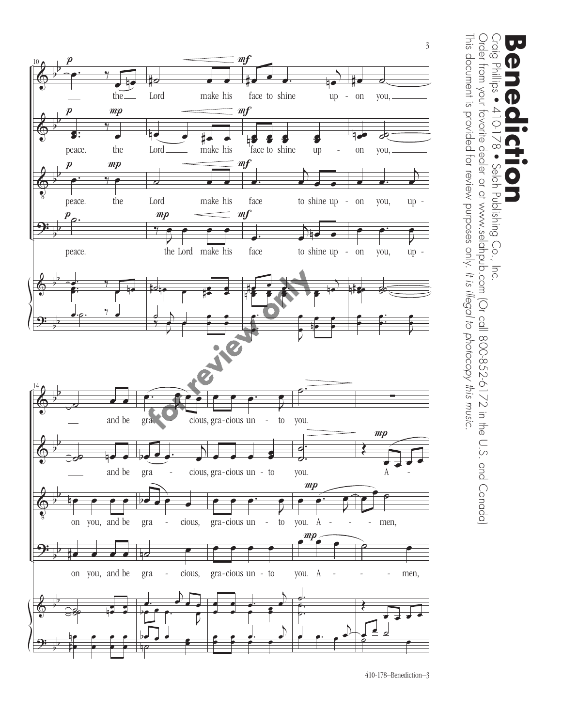# Benediction

Craig Phillips • 410-178 • Selah Publishing Co., Inc.

Order from your favorite dealer or at www.selahpub.com (Or call 800-852-6172 in the U.S. and Canada)

This document is provided for review purposes only. *It is illegal to photocopy this music.*

for review only

410-178–Benediction–3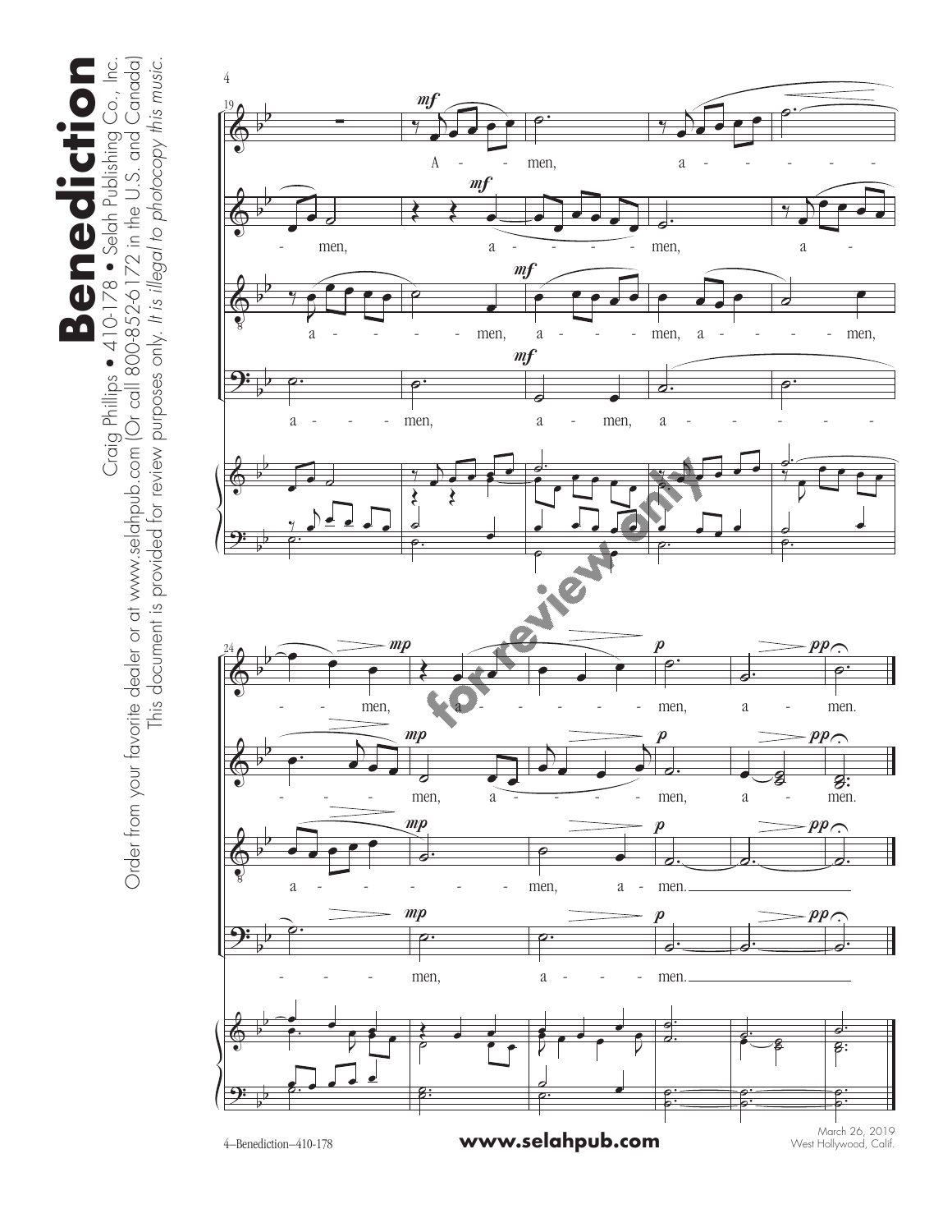# Benediction

Craig Phillips • 410-178 • Selah Publishing Co., Inc.

Order from your favorite dealer or at www.selahpub.com (Or call 800-852-6172 in the U.S. and Canada)

This document is provided for review purposes only. *It is illegal to photocopy this music.*

A - men, a - men, a - - - - - men, a - - - - - - men, a - men.

- men, a - - - - - men, a - - - - - men, a - - - - - - men, a - men.

a - - - - - men, a - - - - men, a - - - - - men, a - - - - - - - men, a - men.

a - - - - men, a - men, a - - - - - - - - men, a - - - - men.

for review only

March 26, 2019
West Hollywood, Calif.